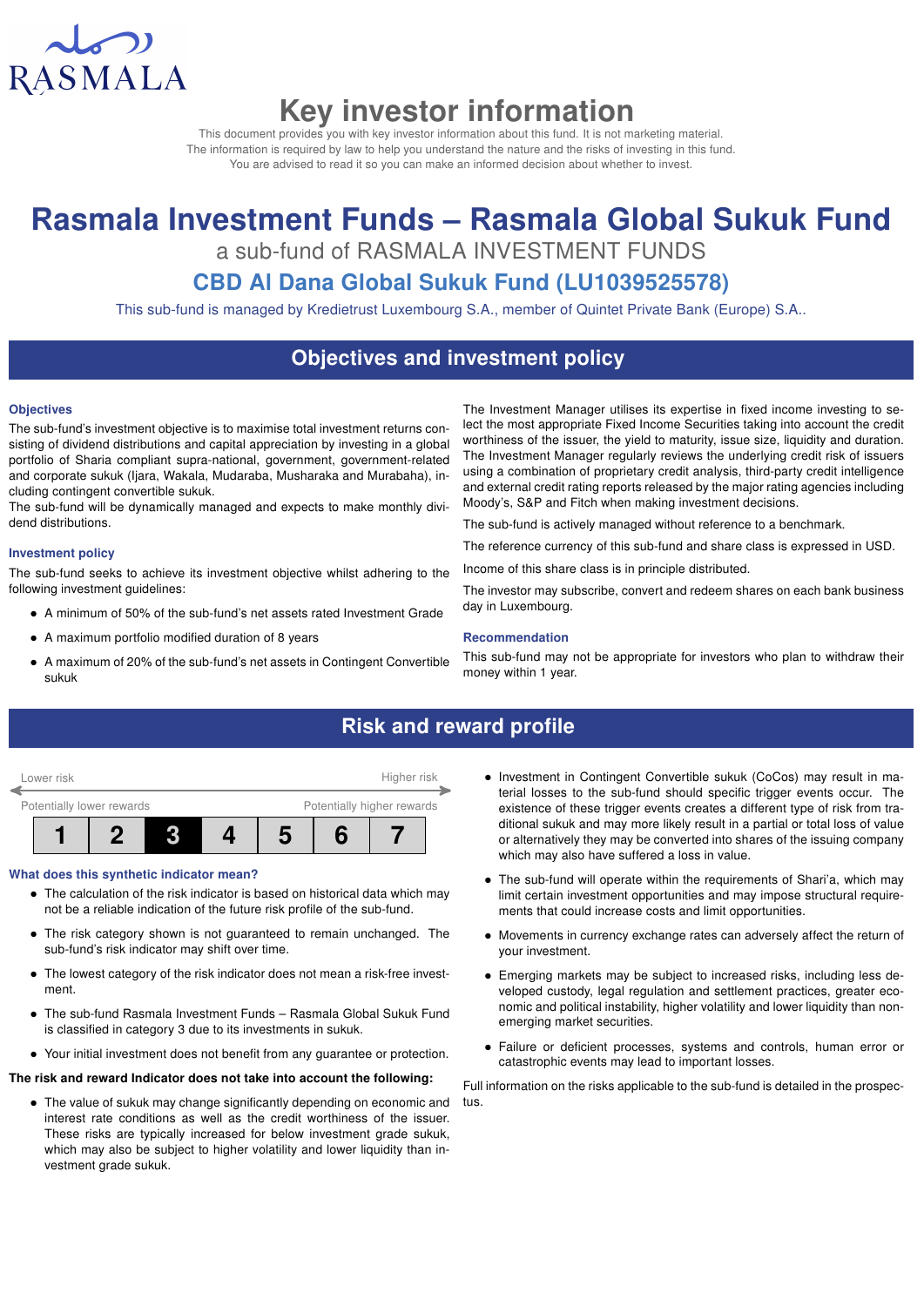RASMALA

# Key investor information

This document provides you with key investor information about this fund. It is not marketing material. The information is required by law to help you understand the nature and the risks of investing in this fund. You are advised to read it so you can make an informed decision about whether to invest.

# Rasmala Investment Funds – Rasmala Global Sukuk Fund

a sub-fund of RASMALA INVESTMENT FUNDS

## CBD Al Dana Global Sukuk Fund (LU1039525578)

This sub-fund is managed by Kredietrust Luxembourg S.A., member of Quintet Private Bank (Europe) S.A..

## Objectives and investment policy

### Objectives

The sub-fund's investment objective is to maximise total investment returns consisting of dividend distributions and capital appreciation by investing in a global portfolio of Sharia compliant supra-national, government, government-related and corporate sukuk (Ijara, Wakala, Mudaraba, Musharaka and Murabaha), including contingent convertible sukuk.

The sub-fund will be dynamically managed and expects to make monthly dividend distributions.

### Investment policy

The sub-fund seeks to achieve its investment objective whilst adhering to the following investment guidelines:

- A minimum of 50% of the sub-fund's net assets rated Investment Grade
- A maximum portfolio modified duration of 8 years
- A maximum of 20% of the sub-fund's net assets in Contingent Convertible sukuk

The Investment Manager utilises its expertise in fixed income investing to select the most appropriate Fixed Income Securities taking into account the credit worthiness of the issuer, the yield to maturity, issue size, liquidity and duration. The Investment Manager regularly reviews the underlying credit risk of issuers using a combination of proprietary credit analysis, third-party credit intelligence and external credit rating reports released by the major rating agencies including Moody's, S&P and Fitch when making investment decisions.

The sub-fund is actively managed without reference to a benchmark.

The reference currency of this sub-fund and share class is expressed in USD.

Income of this share class is in principle distributed.

The investor may subscribe, convert and redeem shares on each bank business day in Luxembourg.

### Recommendation

This sub-fund may not be appropriate for investors who plan to withdraw their money within 1 year.

## Risk and reward profile

Lower risk — Higher risk

Potentially lower rewards — Potentially higher rewards

| 1 | 2 | **3** | 4 | 5 | 6 | 7 |
|---|---|---|---|---|---|---|

### What does this synthetic indicator mean?

- The calculation of the risk indicator is based on historical data which may not be a reliable indication of the future risk profile of the sub-fund.
- The risk category shown is not guaranteed to remain unchanged. The sub-fund's risk indicator may shift over time.
- The lowest category of the risk indicator does not mean a risk-free investment.
- The sub-fund Rasmala Investment Funds – Rasmala Global Sukuk Fund is classified in category 3 due to its investments in sukuk.
- Your initial investment does not benefit from any guarantee or protection.

**The risk and reward Indicator does not take into account the following:**

- The value of sukuk may change significantly depending on economic and interest rate conditions as well as the credit worthiness of the issuer. These risks are typically increased for below investment grade sukuk, which may also be subject to higher volatility and lower liquidity than investment grade sukuk.
- Investment in Contingent Convertible sukuk (CoCos) may result in material losses to the sub-fund should specific trigger events occur. The existence of these trigger events creates a different type of risk from traditional sukuk and may more likely result in a partial or total loss of value or alternatively they may be converted into shares of the issuing company which may also have suffered a loss in value.
- The sub-fund will operate within the requirements of Shari'a, which may limit certain investment opportunities and may impose structural requirements that could increase costs and limit opportunities.
- Movements in currency exchange rates can adversely affect the return of your investment.
- Emerging markets may be subject to increased risks, including less developed custody, legal regulation and settlement practices, greater economic and political instability, higher volatility and lower liquidity than non-emerging market securities.
- Failure or deficient processes, systems and controls, human error or catastrophic events may lead to important losses.

Full information on the risks applicable to the sub-fund is detailed in the prospectus.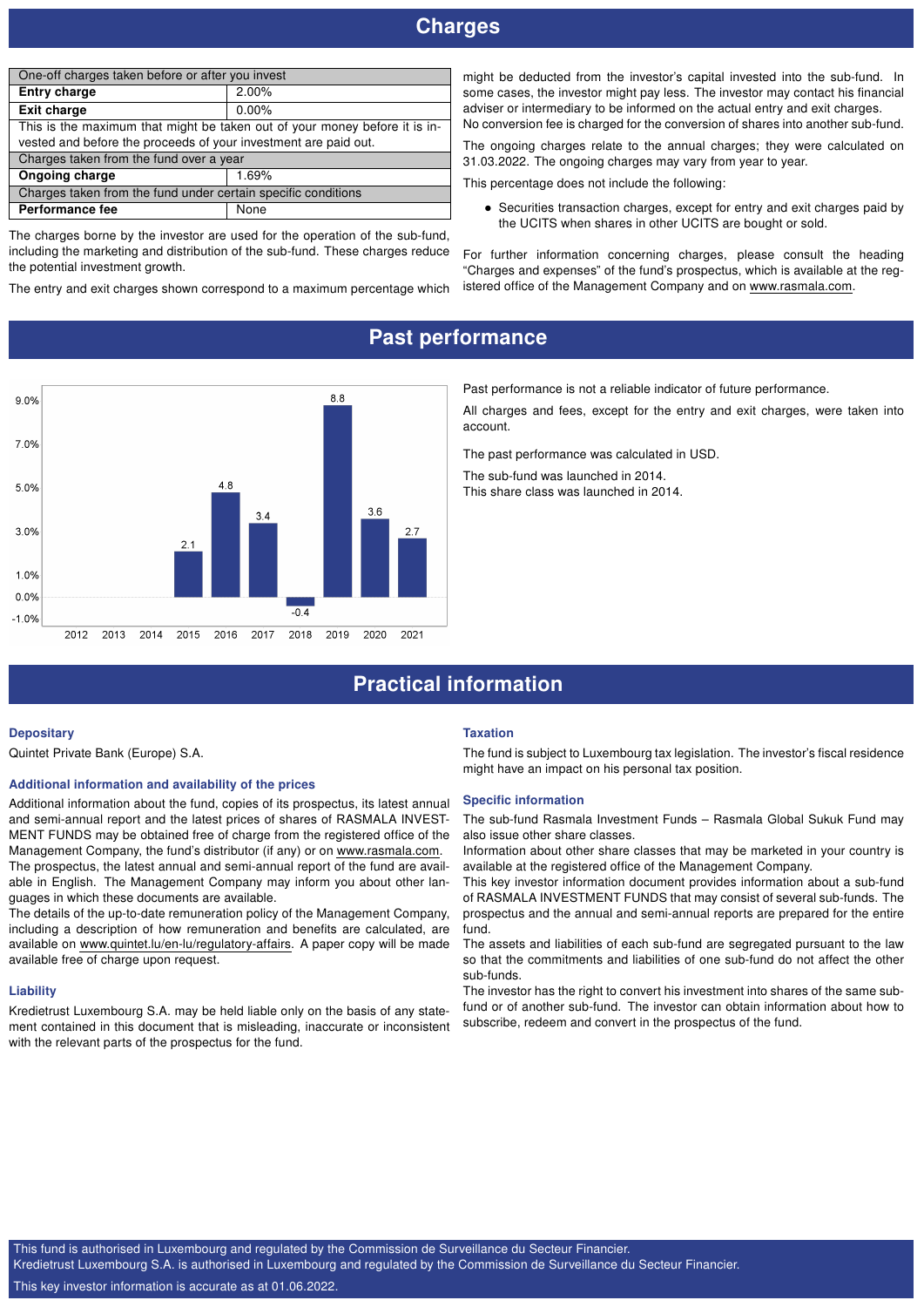# Charges

| One-off charges taken before or after you invest | |
|---|---|
| **Entry charge** | 2.00% |
| **Exit charge** | 0.00% |
| This is the maximum that might be taken out of your money before it is invested and before the proceeds of your investment are paid out. | |
| Charges taken from the fund over a year | |
| **Ongoing charge** | 1.69% |
| Charges taken from the fund under certain specific conditions | |
| **Performance fee** | None |

The charges borne by the investor are used for the operation of the sub-fund, including the marketing and distribution of the sub-fund. These charges reduce the potential investment growth.

The entry and exit charges shown correspond to a maximum percentage which might be deducted from the investor's capital invested into the sub-fund. In some cases, the investor might pay less. The investor may contact his financial adviser or intermediary to be informed on the actual entry and exit charges. No conversion fee is charged for the conversion of shares into another sub-fund.

The ongoing charges relate to the annual charges; they were calculated on 31.03.2022. The ongoing charges may vary from year to year.

This percentage does not include the following:

- Securities transaction charges, except for entry and exit charges paid by the UCITS when shares in other UCITS are bought or sold.

For further information concerning charges, please consult the heading "Charges and expenses" of the fund's prospectus, which is available at the registered office of the Management Company and on www.rasmala.com.

# Past performance

9.0%
7.0%
5.0%
3.0%
1.0%
0.0%
-1.0%

2.1
4.8
3.4
-0.4
8.8
3.6
2.7

2012 2013 2014 2015 2016 2017 2018 2019 2020 2021

Past performance is not a reliable indicator of future performance.

All charges and fees, except for the entry and exit charges, were taken into account.

The past performance was calculated in USD.

The sub-fund was launched in 2014.
This share class was launched in 2014.

# Practical information

### Depositary

Quintet Private Bank (Europe) S.A.

### Additional information and availability of the prices

Additional information about the fund, copies of its prospectus, its latest annual and semi-annual report and the latest prices of shares of RASMALA INVESTMENT FUNDS may be obtained free of charge from the registered office of the Management Company, the fund's distributor (if any) or on www.rasmala.com. The prospectus, the latest annual and semi-annual report of the fund are available in English. The Management Company may inform you about other languages in which these documents are available.
The details of the up-to-date remuneration policy of the Management Company, including a description of how remuneration and benefits are calculated, are available on www.quintet.lu/en-lu/regulatory-affairs. A paper copy will be made available free of charge upon request.

### Liability

Kredietrust Luxembourg S.A. may be held liable only on the basis of any statement contained in this document that is misleading, inaccurate or inconsistent with the relevant parts of the prospectus for the fund.

### Taxation

The fund is subject to Luxembourg tax legislation. The investor's fiscal residence might have an impact on his personal tax position.

### Specific information

The sub-fund Rasmala Investment Funds – Rasmala Global Sukuk Fund may also issue other share classes.
Information about other share classes that may be marketed in your country is available at the registered office of the Management Company.
This key investor information document provides information about a sub-fund of RASMALA INVESTMENT FUNDS that may consist of several sub-funds. The prospectus and the annual and semi-annual reports are prepared for the entire fund.
The assets and liabilities of each sub-fund are segregated pursuant to the law so that the commitments and liabilities of one sub-fund do not affect the other sub-funds.
The investor has the right to convert his investment into shares of the same sub-fund or of another sub-fund. The investor can obtain information about how to subscribe, redeem and convert in the prospectus of the fund.

This fund is authorised in Luxembourg and regulated by the Commission de Surveillance du Secteur Financier.
Kredietrust Luxembourg S.A. is authorised in Luxembourg and regulated by the Commission de Surveillance du Secteur Financier.

This key investor information is accurate as at 01.06.2022.